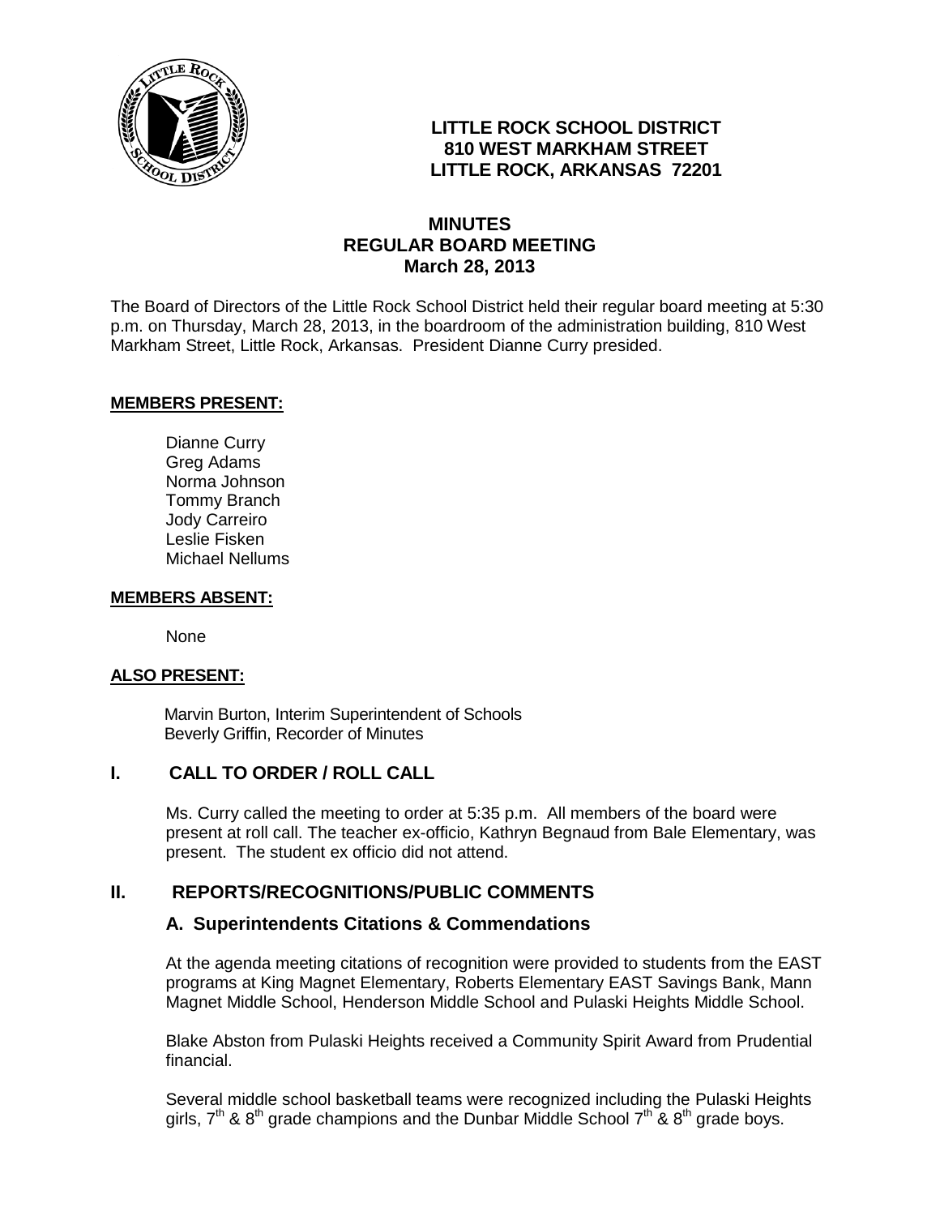**LITTLE ROCK SCHOOL DISTRICT**
**810 WEST MARKHAM STREET**
**LITTLE ROCK, ARKANSAS 72201**

# MINUTES
## REGULAR BOARD MEETING
### March 28, 2013

The Board of Directors of the Little Rock School District held their regular board meeting at 5:30 p.m. on Thursday, March 28, 2013, in the boardroom of the administration building, 810 West Markham Street, Little Rock, Arkansas. President Dianne Curry presided.

**MEMBERS PRESENT:**

Dianne Curry
Greg Adams
Norma Johnson
Tommy Branch
Jody Carreiro
Leslie Fisken
Michael Nellums

**MEMBERS ABSENT:**

None

**ALSO PRESENT:**

Marvin Burton, Interim Superintendent of Schools
Beverly Griffin, Recorder of Minutes

## I. CALL TO ORDER / ROLL CALL

Ms. Curry called the meeting to order at 5:35 p.m. All members of the board were present at roll call. The teacher ex-officio, Kathryn Begnaud from Bale Elementary, was present. The student ex officio did not attend.

## II. REPORTS/RECOGNITIONS/PUBLIC COMMENTS

### A. Superintendents Citations & Commendations

At the agenda meeting citations of recognition were provided to students from the EAST programs at King Magnet Elementary, Roberts Elementary EAST Savings Bank, Mann Magnet Middle School, Henderson Middle School and Pulaski Heights Middle School.

Blake Abston from Pulaski Heights received a Community Spirit Award from Prudential financial.

Several middle school basketball teams were recognized including the Pulaski Heights girls, 7th & 8th grade champions and the Dunbar Middle School 7th & 8th grade boys.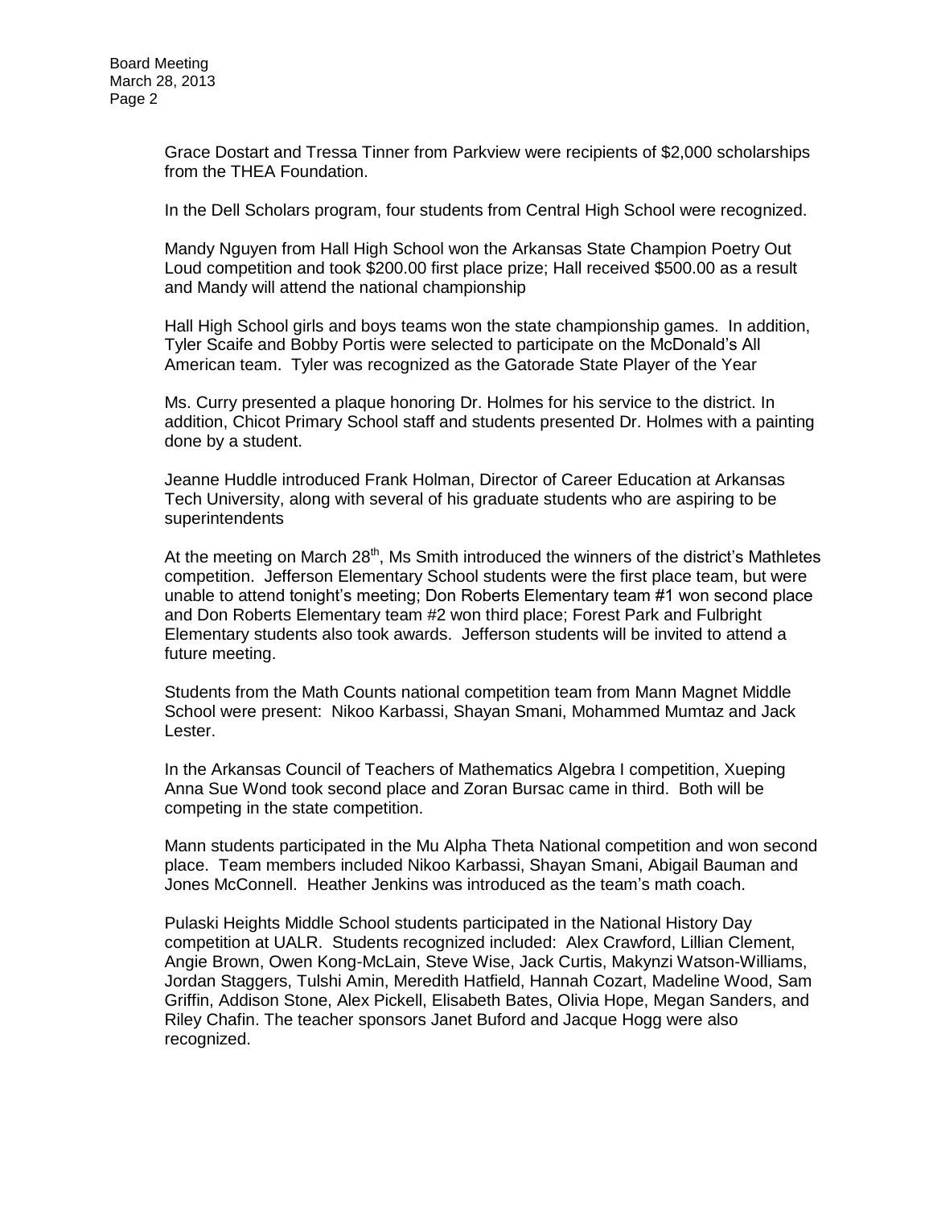Grace Dostart and Tressa Tinner from Parkview were recipients of $2,000 scholarships from the THEA Foundation.

In the Dell Scholars program, four students from Central High School were recognized.

Mandy Nguyen from Hall High School won the Arkansas State Champion Poetry Out Loud competition and took $200.00 first place prize; Hall received $500.00 as a result and Mandy will attend the national championship

Hall High School girls and boys teams won the state championship games. In addition, Tyler Scaife and Bobby Portis were selected to participate on the McDonald's All American team. Tyler was recognized as the Gatorade State Player of the Year

Ms. Curry presented a plaque honoring Dr. Holmes for his service to the district. In addition, Chicot Primary School staff and students presented Dr. Holmes with a painting done by a student.

Jeanne Huddle introduced Frank Holman, Director of Career Education at Arkansas Tech University, along with several of his graduate students who are aspiring to be superintendents

At the meeting on March 28th, Ms Smith introduced the winners of the district's Mathletes competition. Jefferson Elementary School students were the first place team, but were unable to attend tonight's meeting; Don Roberts Elementary team #1 won second place and Don Roberts Elementary team #2 won third place; Forest Park and Fulbright Elementary students also took awards. Jefferson students will be invited to attend a future meeting.

Students from the Math Counts national competition team from Mann Magnet Middle School were present: Nikoo Karbassi, Shayan Smani, Mohammed Mumtaz and Jack Lester.

In the Arkansas Council of Teachers of Mathematics Algebra I competition, Xueping Anna Sue Wond took second place and Zoran Bursac came in third. Both will be competing in the state competition.

Mann students participated in the Mu Alpha Theta National competition and won second place. Team members included Nikoo Karbassi, Shayan Smani, Abigail Bauman and Jones McConnell. Heather Jenkins was introduced as the team's math coach.

Pulaski Heights Middle School students participated in the National History Day competition at UALR. Students recognized included: Alex Crawford, Lillian Clement, Angie Brown, Owen Kong-McLain, Steve Wise, Jack Curtis, Makynzi Watson-Williams, Jordan Staggers, Tulshi Amin, Meredith Hatfield, Hannah Cozart, Madeline Wood, Sam Griffin, Addison Stone, Alex Pickell, Elisabeth Bates, Olivia Hope, Megan Sanders, and Riley Chafin. The teacher sponsors Janet Buford and Jacque Hogg were also recognized.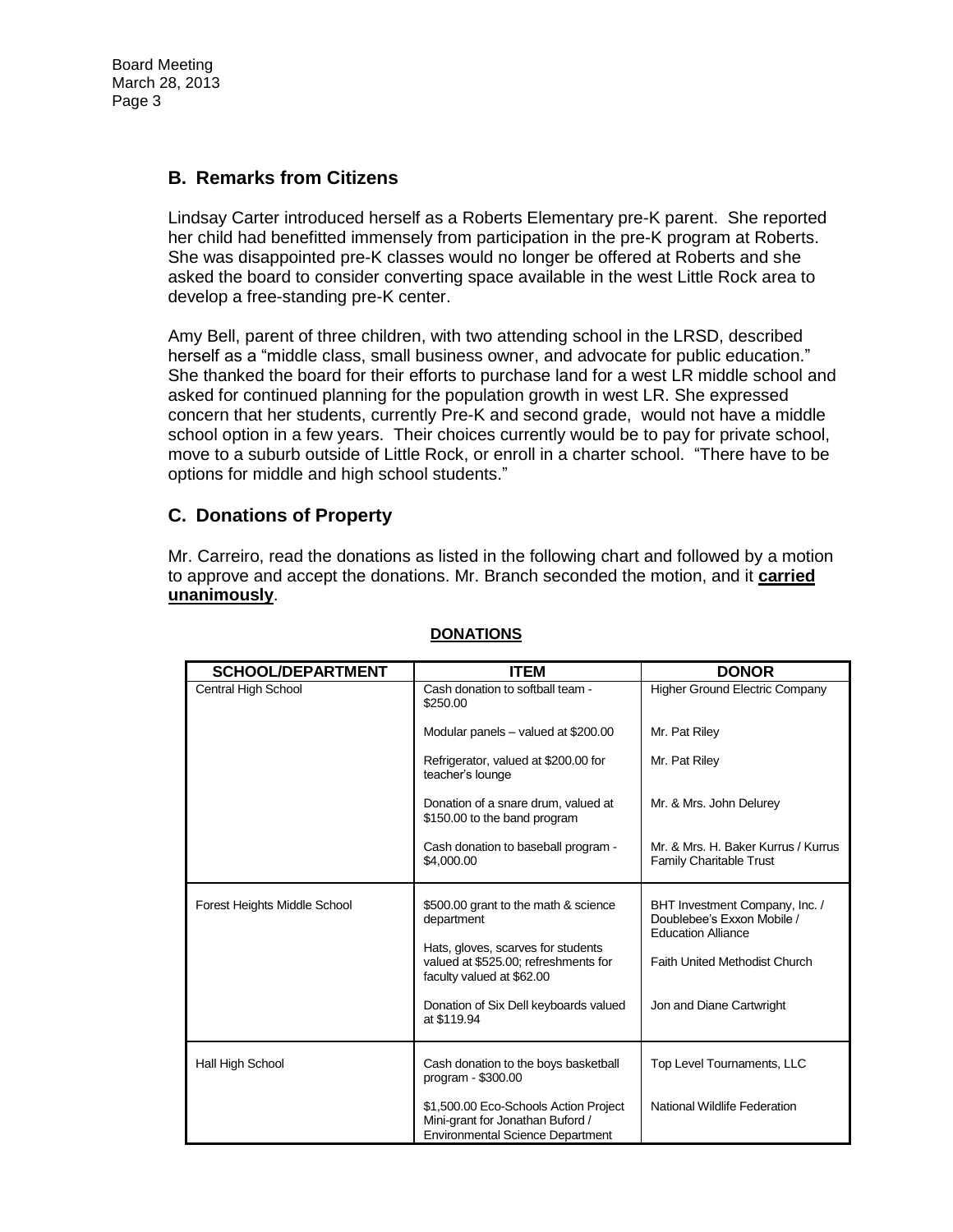## B. Remarks from Citizens

Lindsay Carter introduced herself as a Roberts Elementary pre-K parent. She reported her child had benefitted immensely from participation in the pre-K program at Roberts. She was disappointed pre-K classes would no longer be offered at Roberts and she asked the board to consider converting space available in the west Little Rock area to develop a free-standing pre-K center.

Amy Bell, parent of three children, with two attending school in the LRSD, described herself as a "middle class, small business owner, and advocate for public education." She thanked the board for their efforts to purchase land for a west LR middle school and asked for continued planning for the population growth in west LR. She expressed concern that her students, currently Pre-K and second grade, would not have a middle school option in a few years. Their choices currently would be to pay for private school, move to a suburb outside of Little Rock, or enroll in a charter school. "There have to be options for middle and high school students."

## C. Donations of Property

Mr. Carreiro, read the donations as listed in the following chart and followed by a motion to approve and accept the donations. Mr. Branch seconded the motion, and it **carried unanimously**.

**DONATIONS**

| SCHOOL/DEPARTMENT | ITEM | DONOR |
|---|---|---|
| Central High School | Cash donation to softball team - $250.00 | Higher Ground Electric Company |
| | Modular panels – valued at $200.00 | Mr. Pat Riley |
| | Refrigerator, valued at $200.00 for teacher's lounge | Mr. Pat Riley |
| | Donation of a snare drum, valued at $150.00 to the band program | Mr. & Mrs. John Delurey |
| | Cash donation to baseball program - $4,000.00 | Mr. & Mrs. H. Baker Kurrus / Kurrus Family Charitable Trust |
| Forest Heights Middle School | $500.00 grant to the math & science department | BHT Investment Company, Inc. / Doublebee's Exxon Mobile / Education Alliance |
| | Hats, gloves, scarves for students valued at $525.00; refreshments for faculty valued at $62.00 | Faith United Methodist Church |
| | Donation of Six Dell keyboards valued at $119.94 | Jon and Diane Cartwright |
| Hall High School | Cash donation to the boys basketball program - $300.00 | Top Level Tournaments, LLC |
| | $1,500.00 Eco-Schools Action Project Mini-grant for Jonathan Buford / Environmental Science Department | National Wildlife Federation |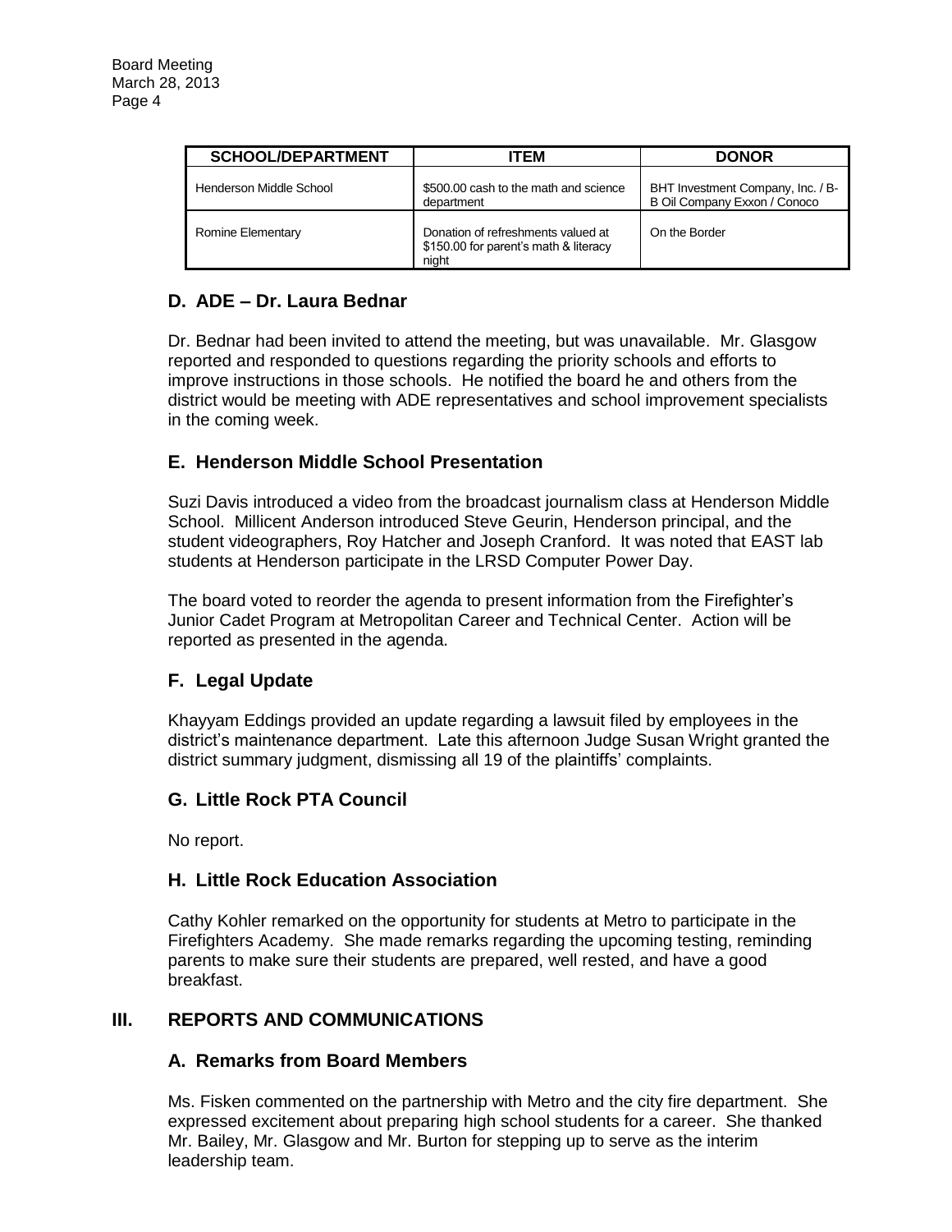| SCHOOL/DEPARTMENT | ITEM | DONOR |
|---|---|---|
| Henderson Middle School | $500.00 cash to the math and science department | BHT Investment Company, Inc. / B-B Oil Company Exxon / Conoco |
| Romine Elementary | Donation of refreshments valued at $150.00 for parent's math & literacy night | On the Border |

### D. ADE – Dr. Laura Bednar

Dr. Bednar had been invited to attend the meeting, but was unavailable. Mr. Glasgow reported and responded to questions regarding the priority schools and efforts to improve instructions in those schools. He notified the board he and others from the district would be meeting with ADE representatives and school improvement specialists in the coming week.

### E. Henderson Middle School Presentation

Suzi Davis introduced a video from the broadcast journalism class at Henderson Middle School. Millicent Anderson introduced Steve Geurin, Henderson principal, and the student videographers, Roy Hatcher and Joseph Cranford. It was noted that EAST lab students at Henderson participate in the LRSD Computer Power Day.

The board voted to reorder the agenda to present information from the Firefighter's Junior Cadet Program at Metropolitan Career and Technical Center. Action will be reported as presented in the agenda.

### F. Legal Update

Khayyam Eddings provided an update regarding a lawsuit filed by employees in the district's maintenance department. Late this afternoon Judge Susan Wright granted the district summary judgment, dismissing all 19 of the plaintiffs' complaints.

### G. Little Rock PTA Council

No report.

### H. Little Rock Education Association

Cathy Kohler remarked on the opportunity for students at Metro to participate in the Firefighters Academy. She made remarks regarding the upcoming testing, reminding parents to make sure their students are prepared, well rested, and have a good breakfast.

## III. REPORTS AND COMMUNICATIONS

### A. Remarks from Board Members

Ms. Fisken commented on the partnership with Metro and the city fire department. She expressed excitement about preparing high school students for a career. She thanked Mr. Bailey, Mr. Glasgow and Mr. Burton for stepping up to serve as the interim leadership team.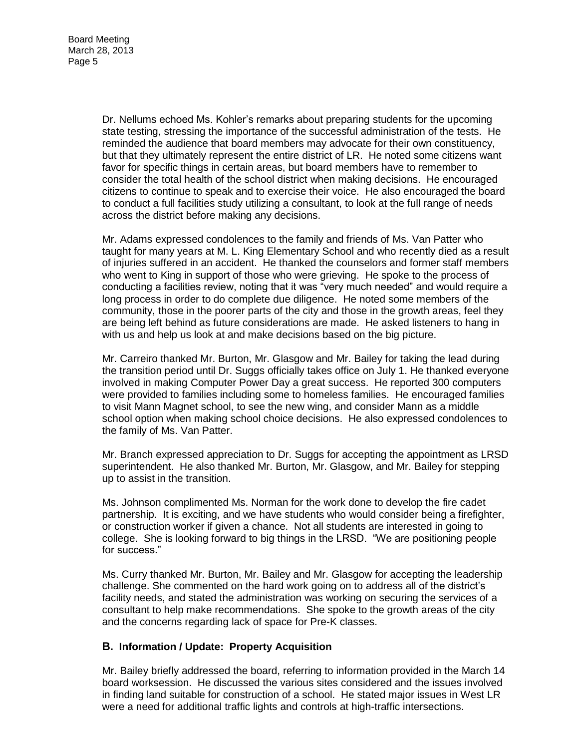Dr. Nellums echoed Ms. Kohler's remarks about preparing students for the upcoming state testing, stressing the importance of the successful administration of the tests. He reminded the audience that board members may advocate for their own constituency, but that they ultimately represent the entire district of LR. He noted some citizens want favor for specific things in certain areas, but board members have to remember to consider the total health of the school district when making decisions. He encouraged citizens to continue to speak and to exercise their voice. He also encouraged the board to conduct a full facilities study utilizing a consultant, to look at the full range of needs across the district before making any decisions.

Mr. Adams expressed condolences to the family and friends of Ms. Van Patter who taught for many years at M. L. King Elementary School and who recently died as a result of injuries suffered in an accident. He thanked the counselors and former staff members who went to King in support of those who were grieving. He spoke to the process of conducting a facilities review, noting that it was "very much needed" and would require a long process in order to do complete due diligence. He noted some members of the community, those in the poorer parts of the city and those in the growth areas, feel they are being left behind as future considerations are made. He asked listeners to hang in with us and help us look at and make decisions based on the big picture.

Mr. Carreiro thanked Mr. Burton, Mr. Glasgow and Mr. Bailey for taking the lead during the transition period until Dr. Suggs officially takes office on July 1. He thanked everyone involved in making Computer Power Day a great success. He reported 300 computers were provided to families including some to homeless families. He encouraged families to visit Mann Magnet school, to see the new wing, and consider Mann as a middle school option when making school choice decisions. He also expressed condolences to the family of Ms. Van Patter.

Mr. Branch expressed appreciation to Dr. Suggs for accepting the appointment as LRSD superintendent. He also thanked Mr. Burton, Mr. Glasgow, and Mr. Bailey for stepping up to assist in the transition.

Ms. Johnson complimented Ms. Norman for the work done to develop the fire cadet partnership. It is exciting, and we have students who would consider being a firefighter, or construction worker if given a chance. Not all students are interested in going to college. She is looking forward to big things in the LRSD. "We are positioning people for success."

Ms. Curry thanked Mr. Burton, Mr. Bailey and Mr. Glasgow for accepting the leadership challenge. She commented on the hard work going on to address all of the district's facility needs, and stated the administration was working on securing the services of a consultant to help make recommendations. She spoke to the growth areas of the city and the concerns regarding lack of space for Pre-K classes.

## B. Information / Update: Property Acquisition

Mr. Bailey briefly addressed the board, referring to information provided in the March 14 board worksession. He discussed the various sites considered and the issues involved in finding land suitable for construction of a school. He stated major issues in West LR were a need for additional traffic lights and controls at high-traffic intersections.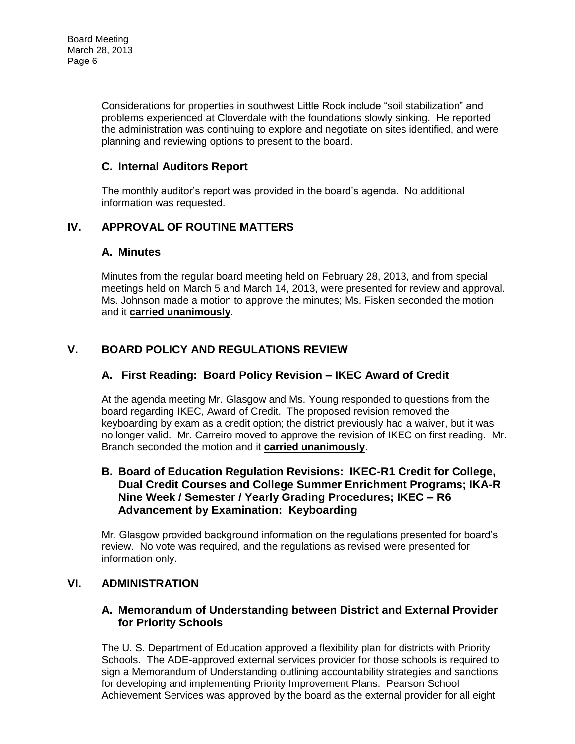Considerations for properties in southwest Little Rock include “soil stabilization” and problems experienced at Cloverdale with the foundations slowly sinking. He reported the administration was continuing to explore and negotiate on sites identified, and were planning and reviewing options to present to the board.

### C. Internal Auditors Report

The monthly auditor’s report was provided in the board’s agenda. No additional information was requested.

## IV. APPROVAL OF ROUTINE MATTERS

### A. Minutes

Minutes from the regular board meeting held on February 28, 2013, and from special meetings held on March 5 and March 14, 2013, were presented for review and approval. Ms. Johnson made a motion to approve the minutes; Ms. Fisken seconded the motion and it **carried unanimously**.

## V. BOARD POLICY AND REGULATIONS REVIEW

### A. First Reading: Board Policy Revision – IKEC Award of Credit

At the agenda meeting Mr. Glasgow and Ms. Young responded to questions from the board regarding IKEC, Award of Credit. The proposed revision removed the keyboarding by exam as a credit option; the district previously had a waiver, but it was no longer valid. Mr. Carreiro moved to approve the revision of IKEC on first reading. Mr. Branch seconded the motion and it **carried unanimously**.

### B. Board of Education Regulation Revisions: IKEC-R1 Credit for College, Dual Credit Courses and College Summer Enrichment Programs; IKA-R Nine Week / Semester / Yearly Grading Procedures; IKEC – R6 Advancement by Examination: Keyboarding

Mr. Glasgow provided background information on the regulations presented for board’s review. No vote was required, and the regulations as revised were presented for information only.

## VI. ADMINISTRATION

### A. Memorandum of Understanding between District and External Provider for Priority Schools

The U. S. Department of Education approved a flexibility plan for districts with Priority Schools. The ADE-approved external services provider for those schools is required to sign a Memorandum of Understanding outlining accountability strategies and sanctions for developing and implementing Priority Improvement Plans. Pearson School Achievement Services was approved by the board as the external provider for all eight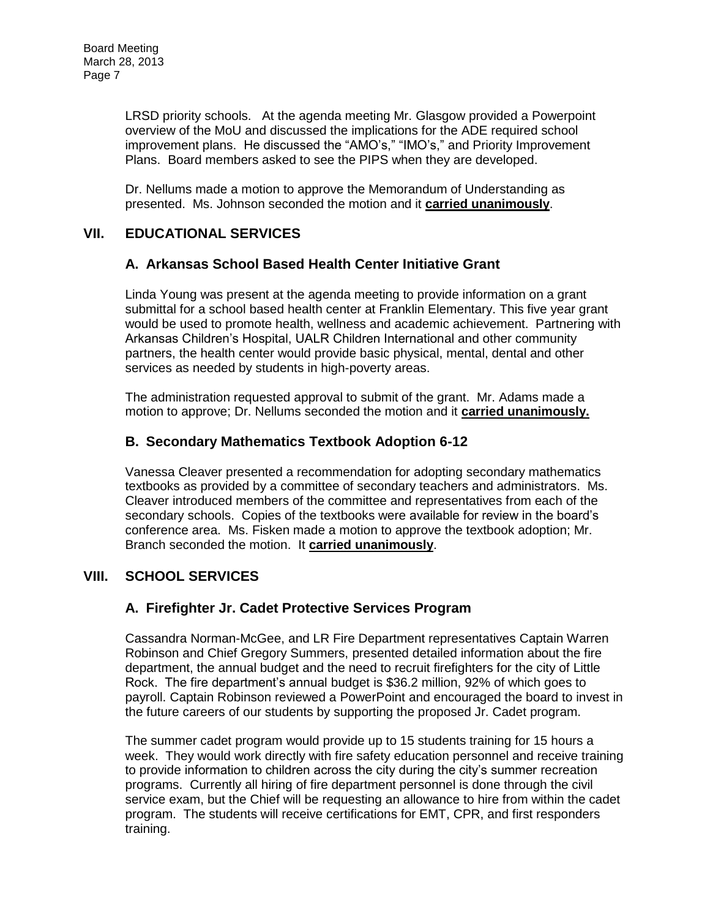LRSD priority schools. At the agenda meeting Mr. Glasgow provided a Powerpoint overview of the MoU and discussed the implications for the ADE required school improvement plans. He discussed the "AMO's," "IMO's," and Priority Improvement Plans. Board members asked to see the PIPS when they are developed.

Dr. Nellums made a motion to approve the Memorandum of Understanding as presented. Ms. Johnson seconded the motion and it **carried unanimously**.

## VII. EDUCATIONAL SERVICES

### A. Arkansas School Based Health Center Initiative Grant

Linda Young was present at the agenda meeting to provide information on a grant submittal for a school based health center at Franklin Elementary. This five year grant would be used to promote health, wellness and academic achievement. Partnering with Arkansas Children's Hospital, UALR Children International and other community partners, the health center would provide basic physical, mental, dental and other services as needed by students in high-poverty areas.

The administration requested approval to submit of the grant. Mr. Adams made a motion to approve; Dr. Nellums seconded the motion and it **carried unanimously.**

### B. Secondary Mathematics Textbook Adoption 6-12

Vanessa Cleaver presented a recommendation for adopting secondary mathematics textbooks as provided by a committee of secondary teachers and administrators. Ms. Cleaver introduced members of the committee and representatives from each of the secondary schools. Copies of the textbooks were available for review in the board's conference area. Ms. Fisken made a motion to approve the textbook adoption; Mr. Branch seconded the motion. It **carried unanimously**.

## VIII. SCHOOL SERVICES

### A. Firefighter Jr. Cadet Protective Services Program

Cassandra Norman-McGee, and LR Fire Department representatives Captain Warren Robinson and Chief Gregory Summers, presented detailed information about the fire department, the annual budget and the need to recruit firefighters for the city of Little Rock. The fire department's annual budget is $36.2 million, 92% of which goes to payroll. Captain Robinson reviewed a PowerPoint and encouraged the board to invest in the future careers of our students by supporting the proposed Jr. Cadet program.

The summer cadet program would provide up to 15 students training for 15 hours a week. They would work directly with fire safety education personnel and receive training to provide information to children across the city during the city's summer recreation programs. Currently all hiring of fire department personnel is done through the civil service exam, but the Chief will be requesting an allowance to hire from within the cadet program. The students will receive certifications for EMT, CPR, and first responders training.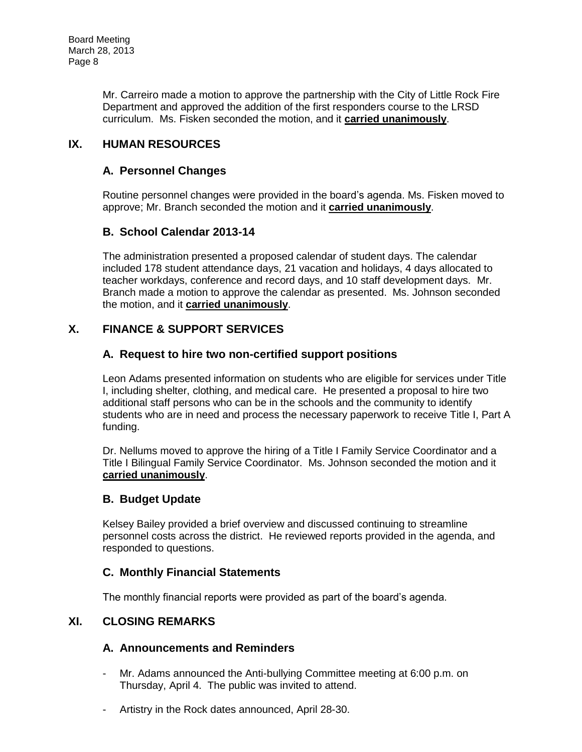Mr. Carreiro made a motion to approve the partnership with the City of Little Rock Fire Department and approved the addition of the first responders course to the LRSD curriculum. Ms. Fisken seconded the motion, and it **carried unanimously**.

## IX. HUMAN RESOURCES

### A. Personnel Changes

Routine personnel changes were provided in the board's agenda. Ms. Fisken moved to approve; Mr. Branch seconded the motion and it **carried unanimously**.

### B. School Calendar 2013-14

The administration presented a proposed calendar of student days. The calendar included 178 student attendance days, 21 vacation and holidays, 4 days allocated to teacher workdays, conference and record days, and 10 staff development days. Mr. Branch made a motion to approve the calendar as presented. Ms. Johnson seconded the motion, and it **carried unanimously**.

## X. FINANCE & SUPPORT SERVICES

### A. Request to hire two non-certified support positions

Leon Adams presented information on students who are eligible for services under Title I, including shelter, clothing, and medical care. He presented a proposal to hire two additional staff persons who can be in the schools and the community to identify students who are in need and process the necessary paperwork to receive Title I, Part A funding.

Dr. Nellums moved to approve the hiring of a Title I Family Service Coordinator and a Title I Bilingual Family Service Coordinator. Ms. Johnson seconded the motion and it **carried unanimously**.

### B. Budget Update

Kelsey Bailey provided a brief overview and discussed continuing to streamline personnel costs across the district. He reviewed reports provided in the agenda, and responded to questions.

### C. Monthly Financial Statements

The monthly financial reports were provided as part of the board's agenda.

## XI. CLOSING REMARKS

### A. Announcements and Reminders

- Mr. Adams announced the Anti-bullying Committee meeting at 6:00 p.m. on Thursday, April 4. The public was invited to attend.
- Artistry in the Rock dates announced, April 28-30.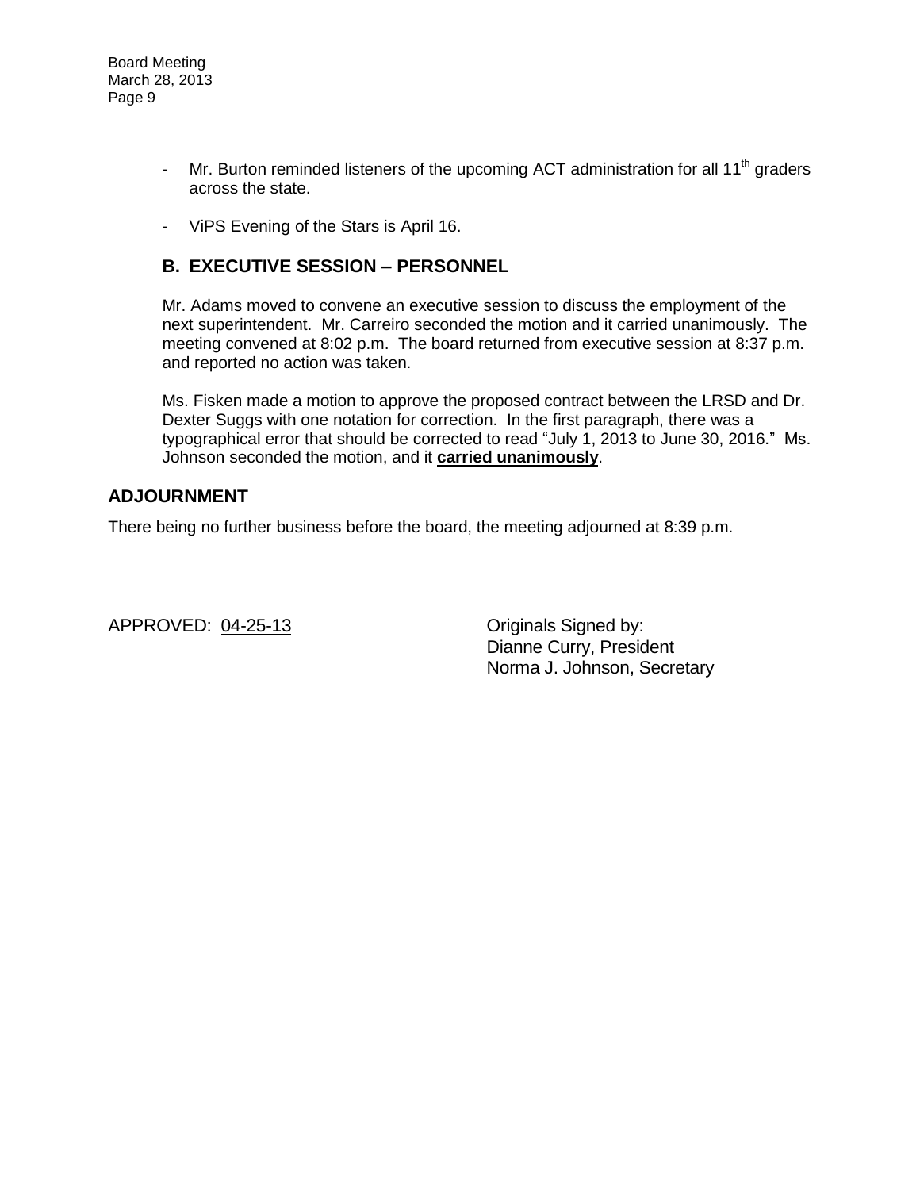- Mr. Burton reminded listeners of the upcoming ACT administration for all 11th graders across the state.

- ViPS Evening of the Stars is April 16.

## B. EXECUTIVE SESSION – PERSONNEL

Mr. Adams moved to convene an executive session to discuss the employment of the next superintendent. Mr. Carreiro seconded the motion and it carried unanimously. The meeting convened at 8:02 p.m. The board returned from executive session at 8:37 p.m. and reported no action was taken.

Ms. Fisken made a motion to approve the proposed contract between the LRSD and Dr. Dexter Suggs with one notation for correction. In the first paragraph, there was a typographical error that should be corrected to read "July 1, 2013 to June 30, 2016." Ms. Johnson seconded the motion, and it **carried unanimously**.

## ADJOURNMENT

There being no further business before the board, the meeting adjourned at 8:39 p.m.

APPROVED: 04-25-13

Originals Signed by:
Dianne Curry, President
Norma J. Johnson, Secretary